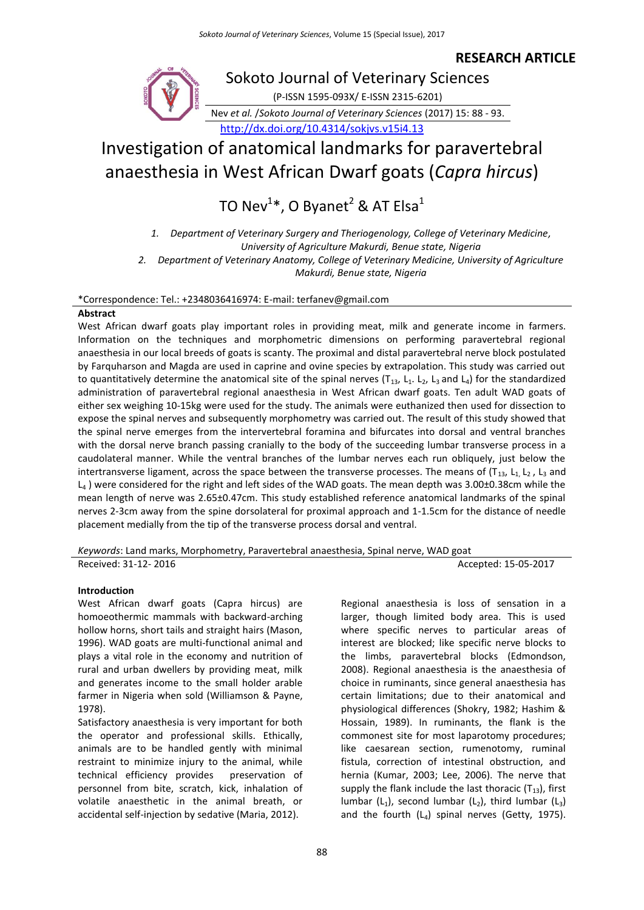**RESEARCH ARTICLE**

Sokoto Journal of Veterinary Sciences

(P-ISSN 1595-093X/ E-ISSN 2315-6201)

Nev *et al.* /*Sokoto Journal of Veterinary Sciences* (2017) 15: 88 - 93.

http://dx.doi.org/10.4314/sokjvs.v15i4.13

# Investigation of anatomical landmarks for paravertebral anaesthesia in West African Dwarf goats (*Capra hircus*)

TO Nev[1]*, O Byanet[2] & AT Elsa[1]

1. *Department of Veterinary Surgery and Theriogenology, College of Veterinary Medicine, University of Agriculture Makurdi, Benue state, Nigeria*
2. *Department of Veterinary Anatomy, College of Veterinary Medicine, University of Agriculture Makurdi, Benue state, Nigeria*

*Correspondence: Tel.: +2348036416974: E-mail: terfanev@gmail.com

**Abstract**

West African dwarf goats play important roles in providing meat, milk and generate income in farmers. Information on the techniques and morphometric dimensions on performing paravertebral regional anaesthesia in our local breeds of goats is scanty. The proximal and distal paravertebral nerve block postulated by Farquharson and Magda are used in caprine and ovine species by extrapolation. This study was carried out to quantitatively determine the anatomical site of the spinal nerves ($T_{13}$, $L_1$. $L_2$, $L_3$ and $L_4$) for the standardized administration of paravertebral regional anaesthesia in West African dwarf goats. Ten adult WAD goats of either sex weighing 10-15kg were used for the study. The animals were euthanized then used for dissection to expose the spinal nerves and subsequently morphometry was carried out. The result of this study showed that the spinal nerve emerges from the intervertebral foramina and bifurcates into dorsal and ventral branches with the dorsal nerve branch passing cranially to the body of the succeeding lumbar transverse process in a caudolateral manner. While the ventral branches of the lumbar nerves each run obliquely, just below the intertransverse ligament, across the space between the transverse processes. The means of ($T_{13}$, $L_1$, $L_2$, $L_3$ and $L_4$) were considered for the right and left sides of the WAD goats. The mean depth was 3.00±0.38cm while the mean length of nerve was 2.65±0.47cm. This study established reference anatomical landmarks of the spinal nerves 2-3cm away from the spine dorsolateral for proximal approach and 1-1.5cm for the distance of needle placement medially from the tip of the transverse process dorsal and ventral.

*Keywords*: Land marks, Morphometry, Paravertebral anaesthesia, Spinal nerve, WAD goat

Received: 31-12- 2016 Accepted: 15-05-2017

**Introduction**

West African dwarf goats (Capra hircus) are homoeothermic mammals with backward-arching hollow horns, short tails and straight hairs (Mason, 1996). WAD goats are multi-functional animal and plays a vital role in the economy and nutrition of rural and urban dwellers by providing meat, milk and generates income to the small holder arable farmer in Nigeria when sold (Williamson & Payne, 1978).

Satisfactory anaesthesia is very important for both the operator and professional skills. Ethically, animals are to be handled gently with minimal restraint to minimize injury to the animal, while technical efficiency provides preservation of personnel from bite, scratch, kick, inhalation of volatile anaesthetic in the animal breath, or accidental self-injection by sedative (Maria, 2012).

Regional anaesthesia is loss of sensation in a larger, though limited body area. This is used where specific nerves to particular areas of interest are blocked; like specific nerve blocks to the limbs, paravertebral blocks (Edmondson, 2008). Regional anaesthesia is the anaesthesia of choice in ruminants, since general anaesthesia has certain limitations; due to their anatomical and physiological differences (Shokry, 1982; Hashim & Hossain, 1989). In ruminants, the flank is the commonest site for most laparotomy procedures; like caesarean section, rumenotomy, ruminal fistula, correction of intestinal obstruction, and hernia (Kumar, 2003; Lee, 2006). The nerve that supply the flank include the last thoracic ($T_{13}$), first lumbar ($L_1$), second lumbar ($L_2$), third lumbar ($L_3$) and the fourth ($L_4$) spinal nerves (Getty, 1975).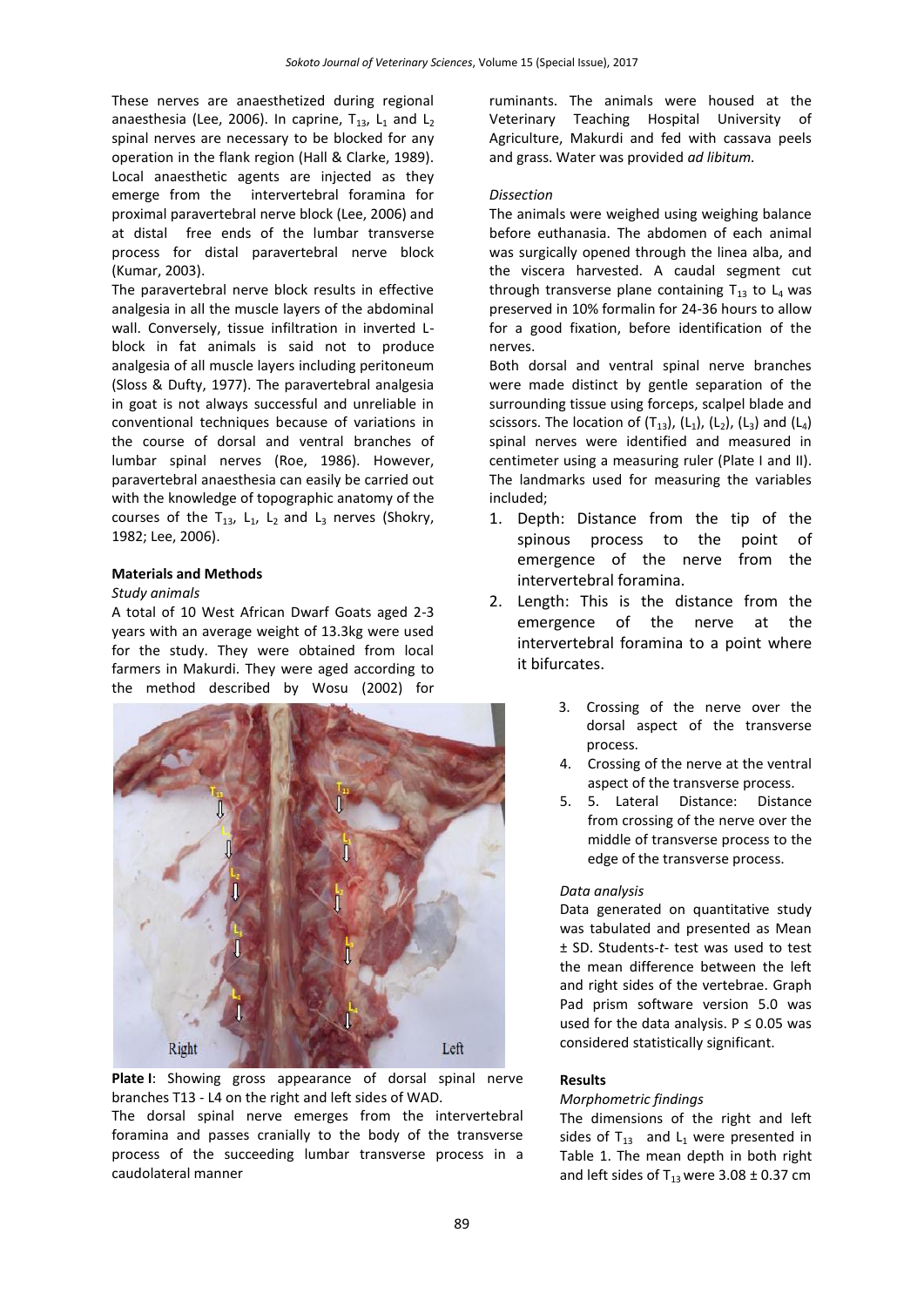These nerves are anaesthetized during regional anaesthesia (Lee, 2006). In caprine, $T_{13}$, $L_1$ and $L_2$ spinal nerves are necessary to be blocked for any operation in the flank region (Hall & Clarke, 1989). Local anaesthetic agents are injected as they emerge from the intervertebral foramina for proximal paravertebral nerve block (Lee, 2006) and at distal free ends of the lumbar transverse process for distal paravertebral nerve block (Kumar, 2003).

The paravertebral nerve block results in effective analgesia in all the muscle layers of the abdominal wall. Conversely, tissue infiltration in inverted L-block in fat animals is said not to produce analgesia of all muscle layers including peritoneum (Sloss & Dufty, 1977). The paravertebral analgesia in goat is not always successful and unreliable in conventional techniques because of variations in the course of dorsal and ventral branches of lumbar spinal nerves (Roe, 1986). However, paravertebral anaesthesia can easily be carried out with the knowledge of topographic anatomy of the courses of the $T_{13}$, $L_1$, $L_2$ and $L_3$ nerves (Shokry, 1982; Lee, 2006).

## Materials and Methods

### *Study animals*

A total of 10 West African Dwarf Goats aged 2-3 years with an average weight of 13.3kg were used for the study. They were obtained from local farmers in Makurdi. They were aged according to the method described by Wosu (2002) for ruminants. The animals were housed at the Veterinary Teaching Hospital University of Agriculture, Makurdi and fed with cassava peels and grass. Water was provided *ad libitum.*

### *Dissection*

The animals were weighed using weighing balance before euthanasia. The abdomen of each animal was surgically opened through the linea alba, and the viscera harvested. A caudal segment cut through transverse plane containing $T_{13}$ to $L_4$ was preserved in 10% formalin for 24-36 hours to allow for a good fixation, before identification of the nerves.

Both dorsal and ventral spinal nerve branches were made distinct by gentle separation of the surrounding tissue using forceps, scalpel blade and scissors. The location of ($T_{13}$), ($L_1$), ($L_2$), ($L_3$) and ($L_4$) spinal nerves were identified and measured in centimeter using a measuring ruler (Plate I and II). The landmarks used for measuring the variables included;

1. Depth: Distance from the tip of the spinous process to the point of emergence of the nerve from the intervertebral foramina.
2. Length: This is the distance from the emergence of the nerve at the intervertebral foramina to a point where it bifurcates.
3. Crossing of the nerve over the dorsal aspect of the transverse process.
4. Crossing of the nerve at the ventral aspect of the transverse process.
5. 5. Lateral Distance: Distance from crossing of the nerve over the middle of transverse process to the edge of the transverse process.

**Plate I**: Showing gross appearance of dorsal spinal nerve branches T13 - L4 on the right and left sides of WAD.

The dorsal spinal nerve emerges from the intervertebral foramina and passes cranially to the body of the transverse process of the succeeding lumbar transverse process in a caudolateral manner

### *Data analysis*

Data generated on quantitative study was tabulated and presented as Mean ± SD. Students-*t*- test was used to test the mean difference between the left and right sides of the vertebrae. Graph Pad prism software version 5.0 was used for the data analysis. $P \leq 0.05$ was considered statistically significant.

## Results

### *Morphometric findings*

The dimensions of the right and left sides of $T_{13}$ and $L_1$ were presented in Table 1. The mean depth in both right and left sides of $T_{13}$ were 3.08 ± 0.37 cm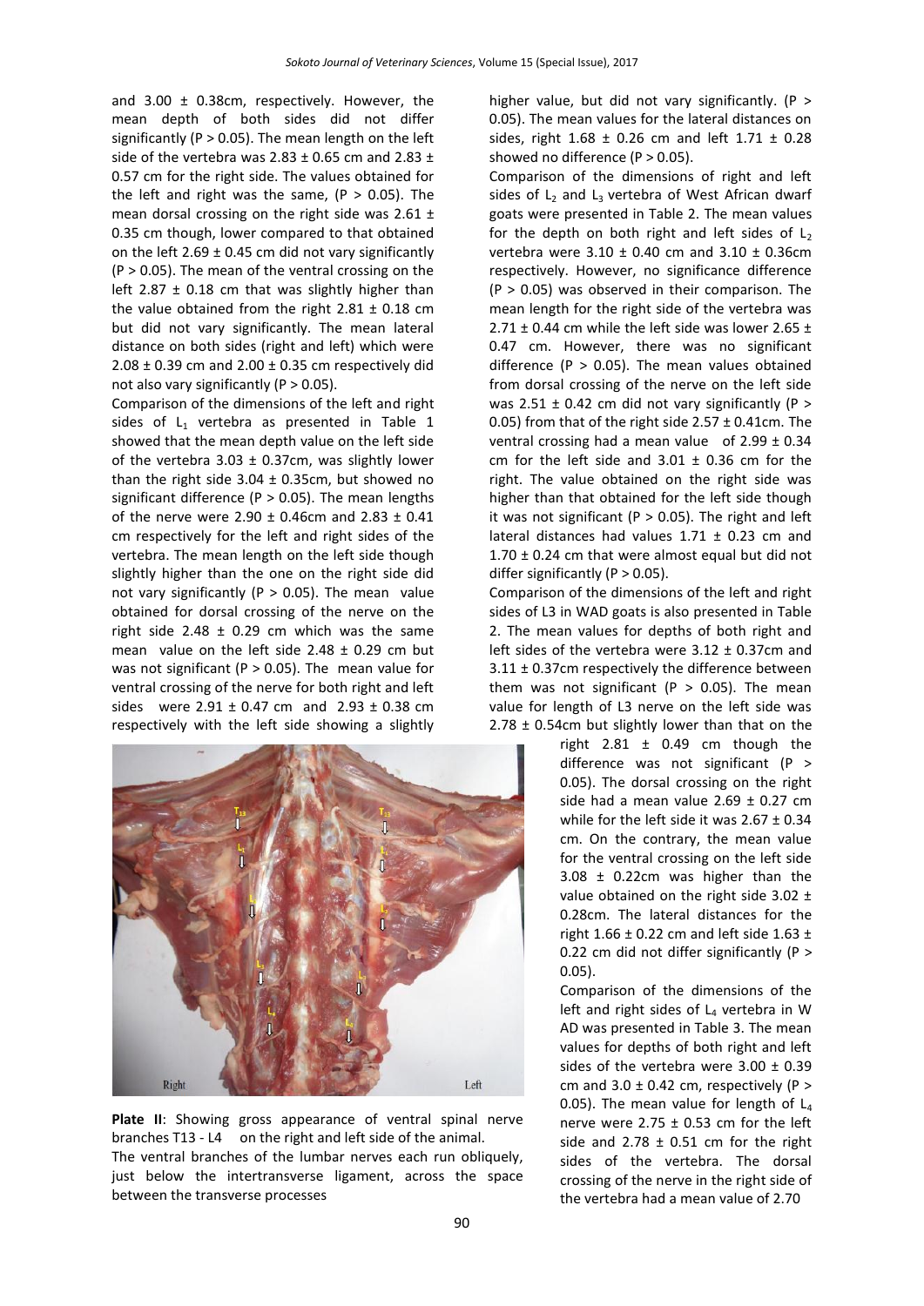and 3.00 ± 0.38cm, respectively. However, the mean depth of both sides did not differ significantly (P > 0.05). The mean length on the left side of the vertebra was 2.83 ± 0.65 cm and 2.83 ± 0.57 cm for the right side. The values obtained for the left and right was the same, (P > 0.05). The mean dorsal crossing on the right side was 2.61 ± 0.35 cm though, lower compared to that obtained on the left 2.69 ± 0.45 cm did not vary significantly (P > 0.05). The mean of the ventral crossing on the left 2.87 ± 0.18 cm that was slightly higher than the value obtained from the right 2.81 ± 0.18 cm but did not vary significantly. The mean lateral distance on both sides (right and left) which were 2.08 ± 0.39 cm and 2.00 ± 0.35 cm respectively did not also vary significantly (P > 0.05).

Comparison of the dimensions of the left and right sides of $L_1$ vertebra as presented in Table 1 showed that the mean depth value on the left side of the vertebra 3.03 ± 0.37cm, was slightly lower than the right side 3.04 ± 0.35cm, but showed no significant difference (P > 0.05). The mean lengths of the nerve were 2.90 ± 0.46cm and 2.83 ± 0.41 cm respectively for the left and right sides of the vertebra. The mean length on the left side though slightly higher than the one on the right side did not vary significantly (P > 0.05). The mean value obtained for dorsal crossing of the nerve on the right side 2.48 ± 0.29 cm which was the same mean value on the left side 2.48 ± 0.29 cm but was not significant (P > 0.05). The mean value for ventral crossing of the nerve for both right and left sides were 2.91 ± 0.47 cm and 2.93 ± 0.38 cm respectively with the left side showing a slightly higher value, but did not vary significantly. (P > 0.05). The mean values for the lateral distances on sides, right 1.68 ± 0.26 cm and left 1.71 ± 0.28 showed no difference (P > 0.05).

Comparison of the dimensions of right and left sides of $L_2$ and $L_3$ vertebra of West African dwarf goats were presented in Table 2. The mean values for the depth on both right and left sides of $L_2$ vertebra were 3.10 ± 0.40 cm and 3.10 ± 0.36cm respectively. However, no significance difference (P > 0.05) was observed in their comparison. The mean length for the right side of the vertebra was 2.71 ± 0.44 cm while the left side was lower 2.65 ± 0.47 cm. However, there was no significant difference (P > 0.05). The mean values obtained from dorsal crossing of the nerve on the left side was 2.51 ± 0.42 cm did not vary significantly (P > 0.05) from that of the right side 2.57 ± 0.41cm. The ventral crossing had a mean value of 2.99 ± 0.34 cm for the left side and 3.01 ± 0.36 cm for the right. The value obtained on the right side was higher than that obtained for the left side though it was not significant (P > 0.05). The right and left lateral distances had values 1.71 ± 0.23 cm and 1.70 ± 0.24 cm that were almost equal but did not differ significantly (P > 0.05).

Comparison of the dimensions of the left and right sides of L3 in WAD goats is also presented in Table 2. The mean values for depths of both right and left sides of the vertebra were 3.12 ± 0.37cm and 3.11 ± 0.37cm respectively the difference between them was not significant (P > 0.05). The mean value for length of L3 nerve on the left side was 2.78 ± 0.54cm but slightly lower than that on the right 2.81 ± 0.49 cm though the difference was not significant (P > 0.05). The dorsal crossing on the right side had a mean value 2.69 ± 0.27 cm while for the left side it was 2.67 ± 0.34 cm. On the contrary, the mean value for the ventral crossing on the left side 3.08 ± 0.22cm was higher than the value obtained on the right side 3.02 ± 0.28cm. The lateral distances for the right 1.66 ± 0.22 cm and left side 1.63 ± 0.22 cm did not differ significantly (P > 0.05).

Comparison of the dimensions of the left and right sides of $L_4$ vertebra in W AD was presented in Table 3. The mean values for depths of both right and left sides of the vertebra were 3.00 ± 0.39 cm and 3.0 ± 0.42 cm, respectively (P > 0.05). The mean value for length of $L_4$ nerve were 2.75 ± 0.53 cm for the left side and 2.78 ± 0.51 cm for the right sides of the vertebra. The dorsal crossing of the nerve in the right side of the vertebra had a mean value of 2.70

**Plate II**: Showing gross appearance of ventral spinal nerve branches T13 - L4 on the right and left side of the animal.
The ventral branches of the lumbar nerves each run obliquely, just below the intertransverse ligament, across the space between the transverse processes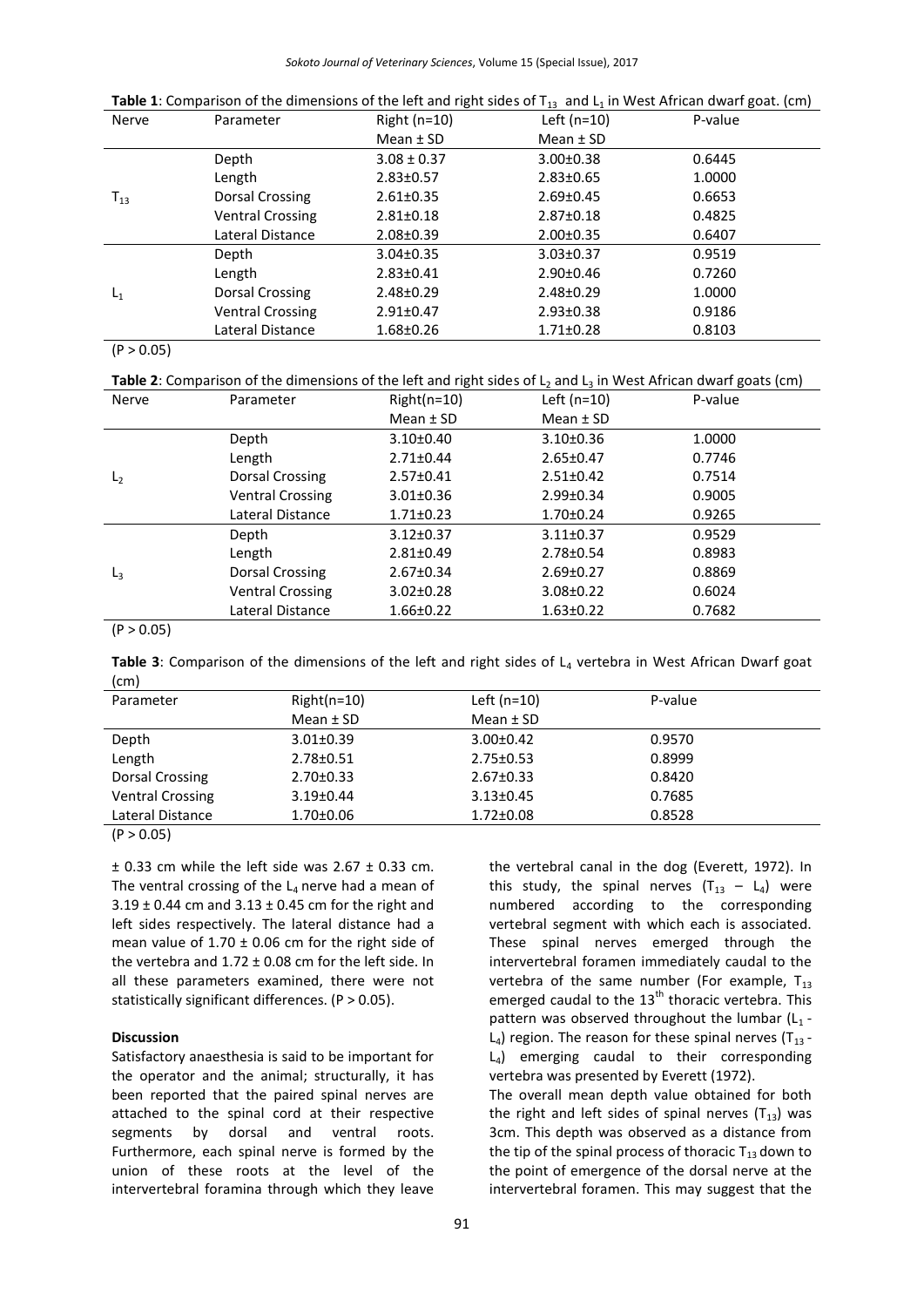**Table 1**: Comparison of the dimensions of the left and right sides of $T_{13}$ and $L_1$ in West African dwarf goat. (cm)

| Nerve | Parameter | Right (n=10) Mean ± SD | Left (n=10) Mean ± SD | P-value |
|---|---|---|---|---|
| $T_{13}$ | Depth | 3.08 ± 0.37 | 3.00±0.38 | 0.6445 |
| | Length | 2.83±0.57 | 2.83±0.65 | 1.0000 |
| | Dorsal Crossing | 2.61±0.35 | 2.69±0.45 | 0.6653 |
| | Ventral Crossing | 2.81±0.18 | 2.87±0.18 | 0.4825 |
| | Lateral Distance | 2.08±0.39 | 2.00±0.35 | 0.6407 |
| $L_1$ | Depth | 3.04±0.35 | 3.03±0.37 | 0.9519 |
| | Length | 2.83±0.41 | 2.90±0.46 | 0.7260 |
| | Dorsal Crossing | 2.48±0.29 | 2.48±0.29 | 1.0000 |
| | Ventral Crossing | 2.91±0.47 | 2.93±0.38 | 0.9186 |
| | Lateral Distance | 1.68±0.26 | 1.71±0.28 | 0.8103 |

($P > 0.05$)

**Table 2**: Comparison of the dimensions of the left and right sides of $L_2$ and $L_3$ in West African dwarf goats (cm)

| Nerve | Parameter | Right(n=10) Mean ± SD | Left (n=10) Mean ± SD | P-value |
|---|---|---|---|---|
| $L_2$ | Depth | 3.10±0.40 | 3.10±0.36 | 1.0000 |
| | Length | 2.71±0.44 | 2.65±0.47 | 0.7746 |
| | Dorsal Crossing | 2.57±0.41 | 2.51±0.42 | 0.7514 |
| | Ventral Crossing | 3.01±0.36 | 2.99±0.34 | 0.9005 |
| | Lateral Distance | 1.71±0.23 | 1.70±0.24 | 0.9265 |
| $L_3$ | Depth | 3.12±0.37 | 3.11±0.37 | 0.9529 |
| | Length | 2.81±0.49 | 2.78±0.54 | 0.8983 |
| | Dorsal Crossing | 2.67±0.34 | 2.69±0.27 | 0.8869 |
| | Ventral Crossing | 3.02±0.28 | 3.08±0.22 | 0.6024 |
| | Lateral Distance | 1.66±0.22 | 1.63±0.22 | 0.7682 |

($P > 0.05$)

**Table 3**: Comparison of the dimensions of the left and right sides of $L_4$ vertebra in West African Dwarf goat (cm)

| Parameter | Right(n=10) Mean ± SD | Left (n=10) Mean ± SD | P-value |
|---|---|---|---|
| Depth | 3.01±0.39 | 3.00±0.42 | 0.9570 |
| Length | 2.78±0.51 | 2.75±0.53 | 0.8999 |
| Dorsal Crossing | 2.70±0.33 | 2.67±0.33 | 0.8420 |
| Ventral Crossing | 3.19±0.44 | 3.13±0.45 | 0.7685 |
| Lateral Distance | 1.70±0.06 | 1.72±0.08 | 0.8528 |

($P > 0.05$)

± 0.33 cm while the left side was 2.67 ± 0.33 cm. The ventral crossing of the $L_4$ nerve had a mean of 3.19 ± 0.44 cm and 3.13 ± 0.45 cm for the right and left sides respectively. The lateral distance had a mean value of 1.70 ± 0.06 cm for the right side of the vertebra and 1.72 ± 0.08 cm for the left side. In all these parameters examined, there were not statistically significant differences. ($P > 0.05$).

**Discussion**

Satisfactory anaesthesia is said to be important for the operator and the animal; structurally, it has been reported that the paired spinal nerves are attached to the spinal cord at their respective segments by dorsal and ventral roots. Furthermore, each spinal nerve is formed by the union of these roots at the level of the intervertebral foramina through which they leave the vertebral canal in the dog (Everett, 1972). In this study, the spinal nerves ($T_{13}$ – $L_4$) were numbered according to the corresponding vertebral segment with which each is associated. These spinal nerves emerged through the intervertebral foramen immediately caudal to the vertebra of the same number (For example, $T_{13}$ emerged caudal to the 13[th] thoracic vertebra. This pattern was observed throughout the lumbar ($L_1$ - $L_4$) region. The reason for these spinal nerves ($T_{13}$ - $L_4$) emerging caudal to their corresponding vertebra was presented by Everett (1972).

The overall mean depth value obtained for both the right and left sides of spinal nerves ($T_{13}$) was 3cm. This depth was observed as a distance from the tip of the spinal process of thoracic $T_{13}$ down to the point of emergence of the dorsal nerve at the intervertebral foramen. This may suggest that the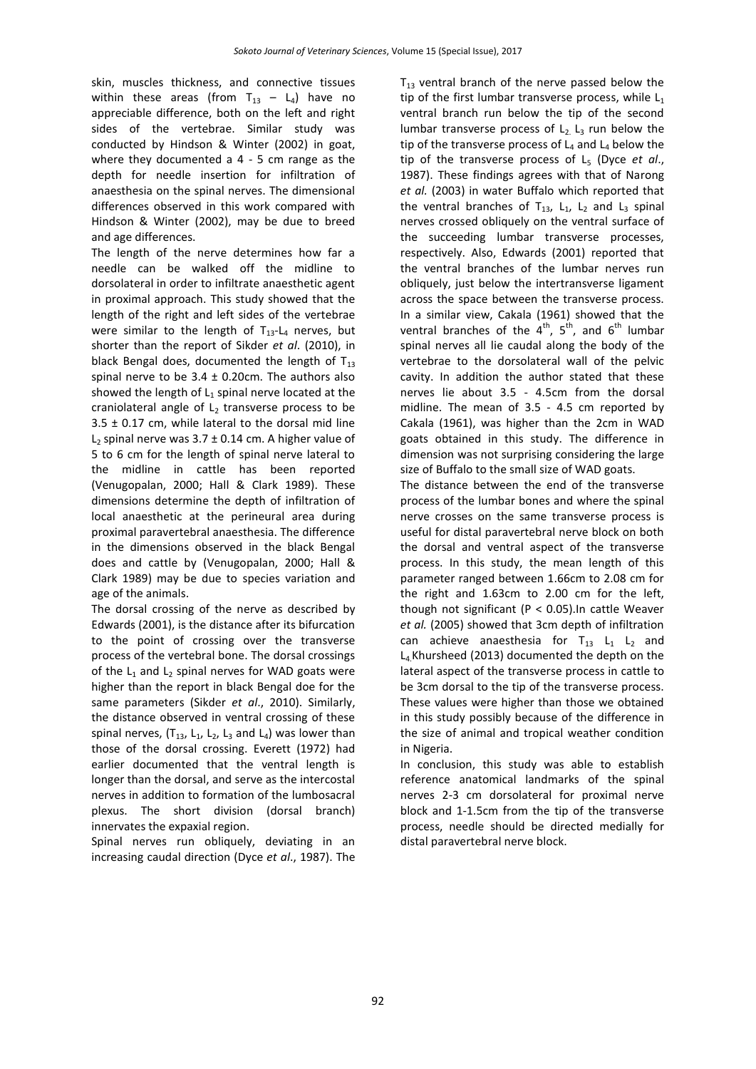skin, muscles thickness, and connective tissues within these areas (from $T_{13}$ – $L_4$) have no appreciable difference, both on the left and right sides of the vertebrae. Similar study was conducted by Hindson & Winter (2002) in goat, where they documented a 4 - 5 cm range as the depth for needle insertion for infiltration of anaesthesia on the spinal nerves. The dimensional differences observed in this work compared with Hindson & Winter (2002), may be due to breed and age differences.

The length of the nerve determines how far a needle can be walked off the midline to dorsolateral in order to infiltrate anaesthetic agent in proximal approach. This study showed that the length of the right and left sides of the vertebrae were similar to the length of $T_{13}$-$L_4$ nerves, but shorter than the report of Sikder *et al*. (2010), in black Bengal does, documented the length of $T_{13}$ spinal nerve to be 3.4 ± 0.20cm. The authors also showed the length of $L_1$ spinal nerve located at the craniolateral angle of $L_2$ transverse process to be 3.5 ± 0.17 cm, while lateral to the dorsal mid line $L_2$ spinal nerve was 3.7 ± 0.14 cm. A higher value of 5 to 6 cm for the length of spinal nerve lateral to the midline in cattle has been reported (Venugopalan, 2000; Hall & Clark 1989). These dimensions determine the depth of infiltration of local anaesthetic at the perineural area during proximal paravertebral anaesthesia. The difference in the dimensions observed in the black Bengal does and cattle by (Venugopalan, 2000; Hall & Clark 1989) may be due to species variation and age of the animals.

The dorsal crossing of the nerve as described by Edwards (2001), is the distance after its bifurcation to the point of crossing over the transverse process of the vertebral bone. The dorsal crossings of the $L_1$ and $L_2$ spinal nerves for WAD goats were higher than the report in black Bengal doe for the same parameters (Sikder *et al*., 2010). Similarly, the distance observed in ventral crossing of these spinal nerves, ($T_{13}$, $L_1$, $L_2$, $L_3$ and $L_4$) was lower than those of the dorsal crossing. Everett (1972) had earlier documented that the ventral length is longer than the dorsal, and serve as the intercostal nerves in addition to formation of the lumbosacral plexus. The short division (dorsal branch) innervates the expaxial region.

Spinal nerves run obliquely, deviating in an increasing caudal direction (Dyce *et al*., 1987). The $T_{13}$ ventral branch of the nerve passed below the tip of the first lumbar transverse process, while $L_1$ ventral branch run below the tip of the second lumbar transverse process of $L_2$. $L_3$ run below the tip of the transverse process of $L_4$ and $L_4$ below the tip of the transverse process of $L_5$ (Dyce *et al*., 1987). These findings agrees with that of Narong *et al.* (2003) in water Buffalo which reported that the ventral branches of $T_{13}$, $L_1$, $L_2$ and $L_3$ spinal nerves crossed obliquely on the ventral surface of the succeeding lumbar transverse processes, respectively. Also, Edwards (2001) reported that the ventral branches of the lumbar nerves run obliquely, just below the intertransverse ligament across the space between the transverse process. In a similar view, Cakala (1961) showed that the ventral branches of the $4^{th}$, $5^{th}$, and $6^{th}$ lumbar spinal nerves all lie caudal along the body of the vertebrae to the dorsolateral wall of the pelvic cavity. In addition the author stated that these nerves lie about 3.5 - 4.5cm from the dorsal midline. The mean of 3.5 - 4.5 cm reported by Cakala (1961), was higher than the 2cm in WAD goats obtained in this study. The difference in dimension was not surprising considering the large size of Buffalo to the small size of WAD goats.

The distance between the end of the transverse process of the lumbar bones and where the spinal nerve crosses on the same transverse process is useful for distal paravertebral nerve block on both the dorsal and ventral aspect of the transverse process. In this study, the mean length of this parameter ranged between 1.66cm to 2.08 cm for the right and 1.63cm to 2.00 cm for the left, though not significant ($P < 0.05$).In cattle Weaver *et al.* (2005) showed that 3cm depth of infiltration can achieve anaesthesia for $T_{13}$ $L_1$ $L_2$ and $L_4$.Khursheed (2013) documented the depth on the lateral aspect of the transverse process in cattle to be 3cm dorsal to the tip of the transverse process. These values were higher than those we obtained in this study possibly because of the difference in the size of animal and tropical weather condition in Nigeria.

In conclusion, this study was able to establish reference anatomical landmarks of the spinal nerves 2-3 cm dorsolateral for proximal nerve block and 1-1.5cm from the tip of the transverse process, needle should be directed medially for distal paravertebral nerve block.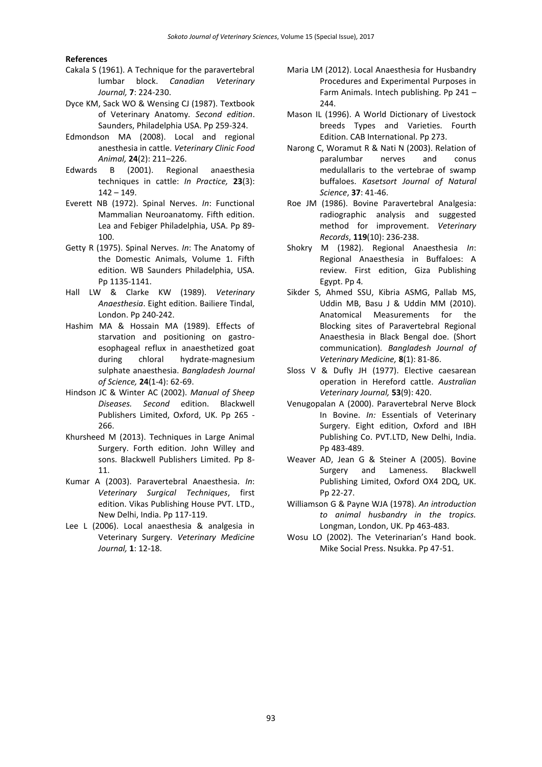**References**

Cakala S (1961). A Technique for the paravertebral lumbar block. *Canadian Veterinary Journal,* **7**: 224-230.

Dyce KM, Sack WO & Wensing CJ (1987). Textbook of Veterinary Anatomy. *Second edition*. Saunders, Philadelphia USA. Pp 259-324.

Edmondson MA (2008). Local and regional anesthesia in cattle. *Veterinary Clinic Food Animal,* **24**(2): 211–226.

Edwards B (2001). Regional anaesthesia techniques in cattle: *In Practice,* **23**(3): 142 – 149.

Everett NB (1972). Spinal Nerves. *In*: Functional Mammalian Neuroanatomy. Fifth edition. Lea and Febiger Philadelphia, USA. Pp 89-100.

Getty R (1975). Spinal Nerves. *In*: The Anatomy of the Domestic Animals, Volume 1. Fifth edition. WB Saunders Philadelphia, USA. Pp 1135-1141.

Hall LW & Clarke KW (1989). *Veterinary Anaesthesia*. Eight edition. Bailiere Tindal, London. Pp 240-242.

Hashim MA & Hossain MA (1989). Effects of starvation and positioning on gastro-esophageal reflux in anaesthetized goat during chloral hydrate-magnesium sulphate anaesthesia. *Bangladesh Journal of Science,* **24**(1-4): 62-69.

Hindson JC & Winter AC (2002). *Manual of Sheep Diseases. Second* edition. Blackwell Publishers Limited, Oxford, UK. Pp 265 - 266.

Khursheed M (2013). Techniques in Large Animal Surgery. Forth edition. John Willey and sons. Blackwell Publishers Limited. Pp 8-11.

Kumar A (2003). Paravertebral Anaesthesia. *In*: *Veterinary Surgical Techniques*, first edition. Vikas Publishing House PVT. LTD., New Delhi, India. Pp 117-119.

Lee L (2006). Local anaesthesia & analgesia in Veterinary Surgery. *Veterinary Medicine Journal,* **1**: 12-18.

Maria LM (2012). Local Anaesthesia for Husbandry Procedures and Experimental Purposes in Farm Animals. Intech publishing. Pp 241 – 244.

Mason IL (1996). A World Dictionary of Livestock breeds Types and Varieties. Fourth Edition. CAB International. Pp 273.

Narong C, Woramut R & Nati N (2003). Relation of paralumbar nerves and conus medulallaris to the vertebrae of swamp buffaloes. *Kasetsort Journal of Natural Science*, **37**: 41-46.

Roe JM (1986). Bovine Paravertebral Analgesia: radiographic analysis and suggested method for improvement. *Veterinary Records*, **119**(10): 236-238.

Shokry M (1982). Regional Anaesthesia *In*: Regional Anaesthesia in Buffaloes: A review. First edition, Giza Publishing Egypt. Pp 4.

Sikder S, Ahmed SSU, Kibria ASMG, Pallab MS, Uddin MB, Basu J & Uddin MM (2010). Anatomical Measurements for the Blocking sites of Paravertebral Regional Anaesthesia in Black Bengal doe. (Short communication). *Bangladesh Journal of Veterinary Medicine,* **8**(1): 81-86.

Sloss V & Dufly JH (1977). Elective caesarean operation in Hereford cattle. *Australian Veterinary Journal,* **53**(9): 420.

Venugopalan A (2000). Paravertebral Nerve Block In Bovine. *In:* Essentials of Veterinary Surgery. Eight edition, Oxford and IBH Publishing Co. PVT.LTD, New Delhi, India. Pp 483-489.

Weaver AD, Jean G & Steiner A (2005). Bovine Surgery and Lameness. Blackwell Publishing Limited, Oxford OX4 2DQ, UK. Pp 22-27.

Williamson G & Payne WJA (1978). *An introduction to animal husbandry in the tropics.* Longman, London, UK. Pp 463-483.

Wosu LO (2002). The Veterinarian's Hand book. Mike Social Press. Nsukka. Pp 47-51.